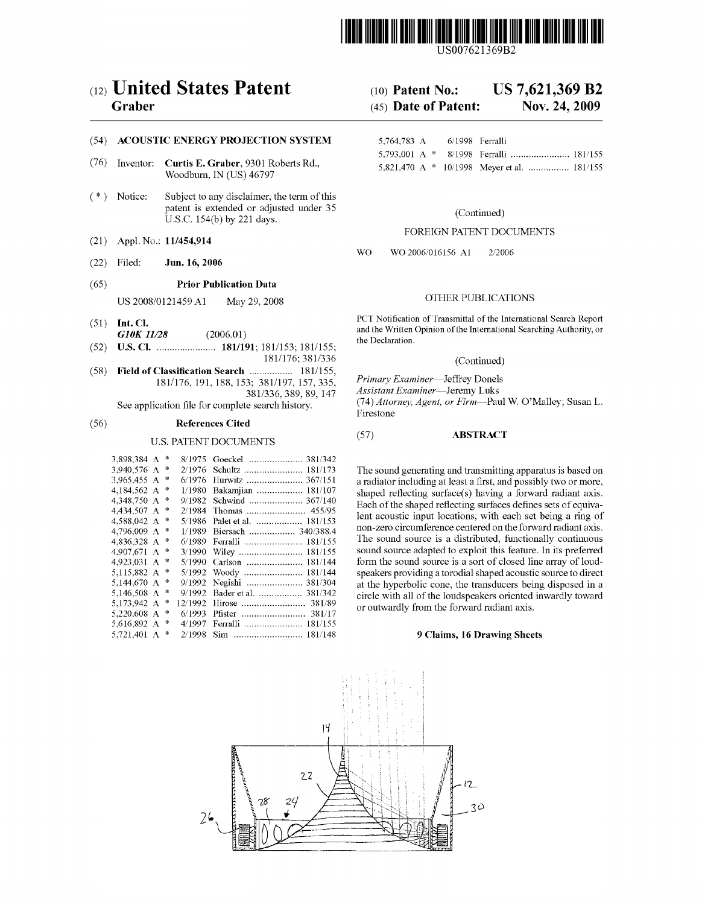US007621369B2

# (12) United States Patent
**Graber**

(10) **Patent No.: US 7,621,369 B2**

(45) **Date of Patent: Nov. 24, 2009**

(54) **ACOUSTIC ENERGY PROJECTION SYSTEM**

(76) Inventor: **Curtis E. Graber**, 9301 Roberts Rd., Woodburn, IN (US) 46797

( * ) Notice: Subject to any disclaimer, the term of this patent is extended or adjusted under 35 U.S.C. 154(b) by 221 days.

(21) Appl. No.: **11/454,914**

(22) Filed: **Jun. 16, 2006**

(65) **Prior Publication Data**

US 2008/0121459 A1 May 29, 2008

(51) **Int. Cl.**
***G10K 11/28*** (2006.01)

(52) **U.S. Cl.** ....................... **181/191**; 181/153; 181/155; 181/176; 381/336

(58) **Field of Classification Search** ................. 181/155, 181/176, 191, 188, 153; 381/197, 157, 335, 381/336, 389, 89, 147

See application file for complete search history.

(56) **References Cited**

U.S. PATENT DOCUMENTS

| | | | |
|---|---|---|---|
| 3,898,384 A * | 8/1975 | Goeckel | 381/342 |
| 3,940,576 A * | 2/1976 | Schultz | 181/173 |
| 3,965,455 A * | 6/1976 | Hurwitz | 367/151 |
| 4,184,562 A * | 1/1980 | Bakamjian | 181/107 |
| 4,348,750 A * | 9/1982 | Schwind | 367/140 |
| 4,434,507 A * | 2/1984 | Thomas | 455/95 |
| 4,588,042 A * | 5/1986 | Palet et al. | 181/153 |
| 4,796,009 A * | 1/1989 | Biersach | 340/388.4 |
| 4,836,328 A * | 6/1989 | Ferralli | 181/155 |
| 4,907,671 A * | 3/1990 | Wiley | 181/155 |
| 4,923,031 A * | 5/1990 | Carlson | 181/144 |
| 5,115,882 A * | 5/1992 | Woody | 181/144 |
| 5,144,670 A * | 9/1992 | Negishi | 381/304 |
| 5,146,508 A * | 9/1992 | Bader et al. | 381/342 |
| 5,173,942 A * | 12/1992 | Hirose | 381/89 |
| 5,220,608 A * | 6/1993 | Pfister | 381/17 |
| 5,616,892 A * | 4/1997 | Ferralli | 181/155 |
| 5,721,401 A * | 2/1998 | Sim | 181/148 |
| 5,764,783 A | 6/1998 | Ferralli | |
| 5,793,001 A * | 8/1998 | Ferralli | 181/155 |
| 5,821,470 A * | 10/1998 | Meyer et al. | 181/155 |

(Continued)

FOREIGN PATENT DOCUMENTS

WO WO 2006/016156 A1 2/2006

OTHER PUBLICATIONS

PCT Notification of Transmittal of the International Search Report and the Written Opinion of the International Searching Authority, or the Declaration.

(Continued)

*Primary Examiner*—Jeffrey Donels
*Assistant Examiner*—Jeremy Luks
(74) *Attorney, Agent, or Firm*—Paul W. O'Malley; Susan L. Firestone

(57) **ABSTRACT**

The sound generating and transmitting apparatus is based on a radiator including at least a first, and possibly two or more, shaped reflecting surface(s) having a forward radiant axis. Each of the shaped reflecting surfaces defines sets of equivalent acoustic input locations, with each set being a ring of non-zero circumference centered on the forward radiant axis. The sound source is a distributed, functionally continuous sound source adapted to exploit this feature. In its preferred form the sound source is a sort of closed line array of loudspeakers providing a torodial shaped acoustic source to direct at the hyperbolic cone, the transducers being disposed in a circle with all of the loudspeakers oriented inwardly toward or outwardly from the forward radiant axis.

**9 Claims, 16 Drawing Sheets**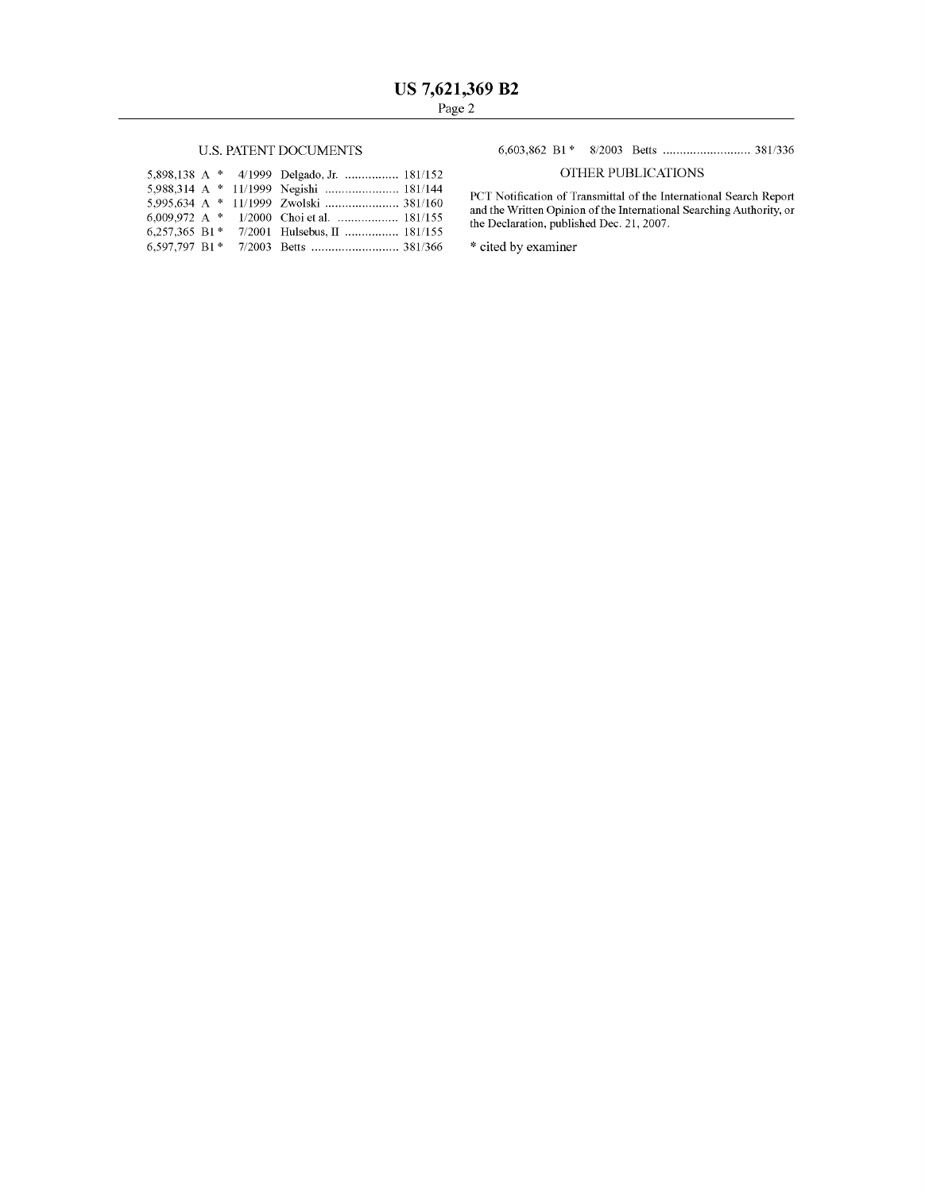## U.S. PATENT DOCUMENTS

5,898,138 A * 4/1999 Delgado, Jr. ................ 181/152
5,988,314 A * 11/1999 Negishi ...................... 181/144
5,995,634 A * 11/1999 Zwolski ...................... 381/160
6,009,972 A * 1/2000 Choi et al. .................. 181/155
6,257,365 B1 * 7/2001 Hulsebus, II ................ 181/155
6,597,797 B1 * 7/2003 Betts .......................... 381/366
6,603,862 B1 * 8/2003 Betts .......................... 381/336

## OTHER PUBLICATIONS

PCT Notification of Transmittal of the International Search Report and the Written Opinion of the International Searching Authority, or the Declaration, published Dec. 21, 2007.

* cited by examiner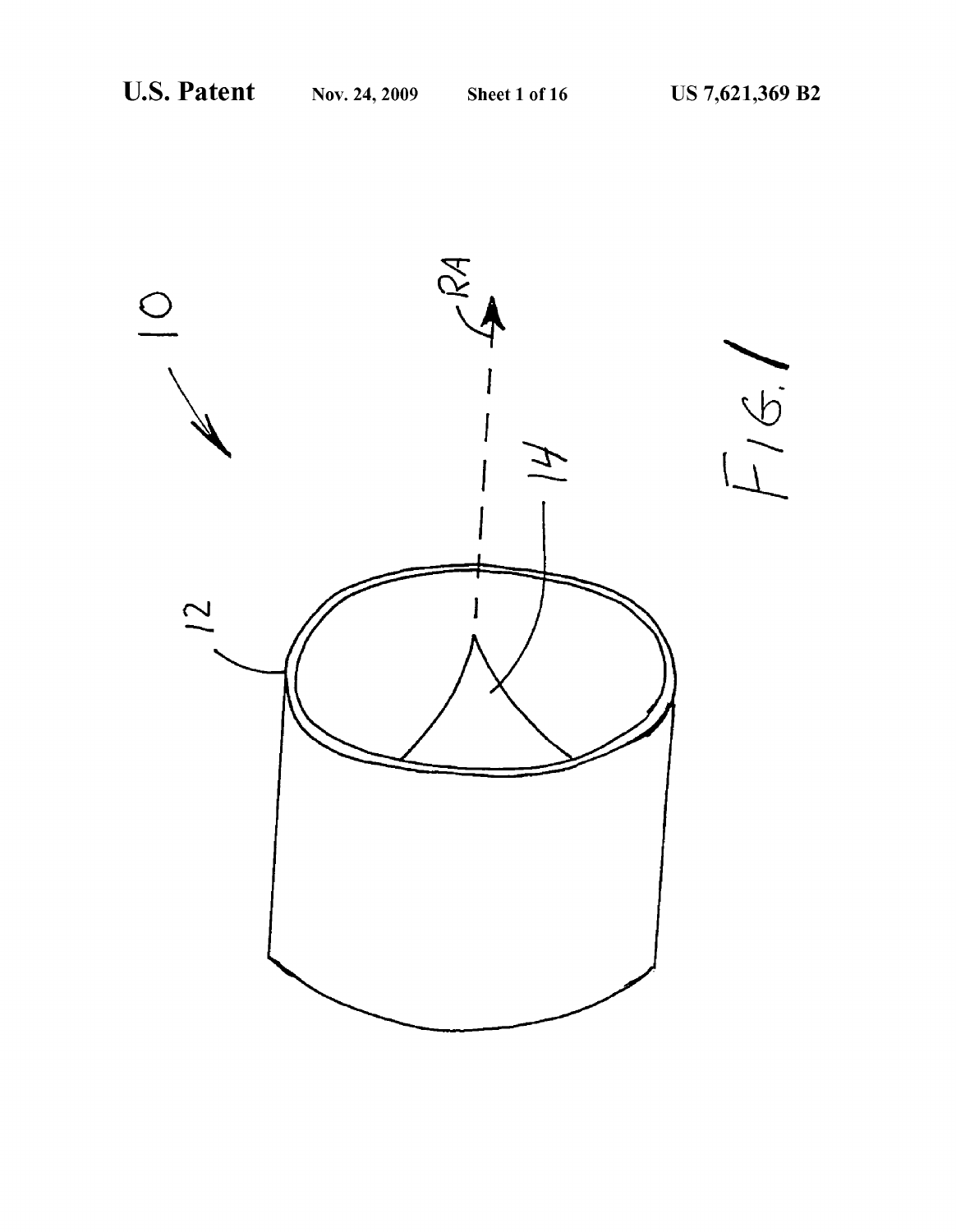FIG. 1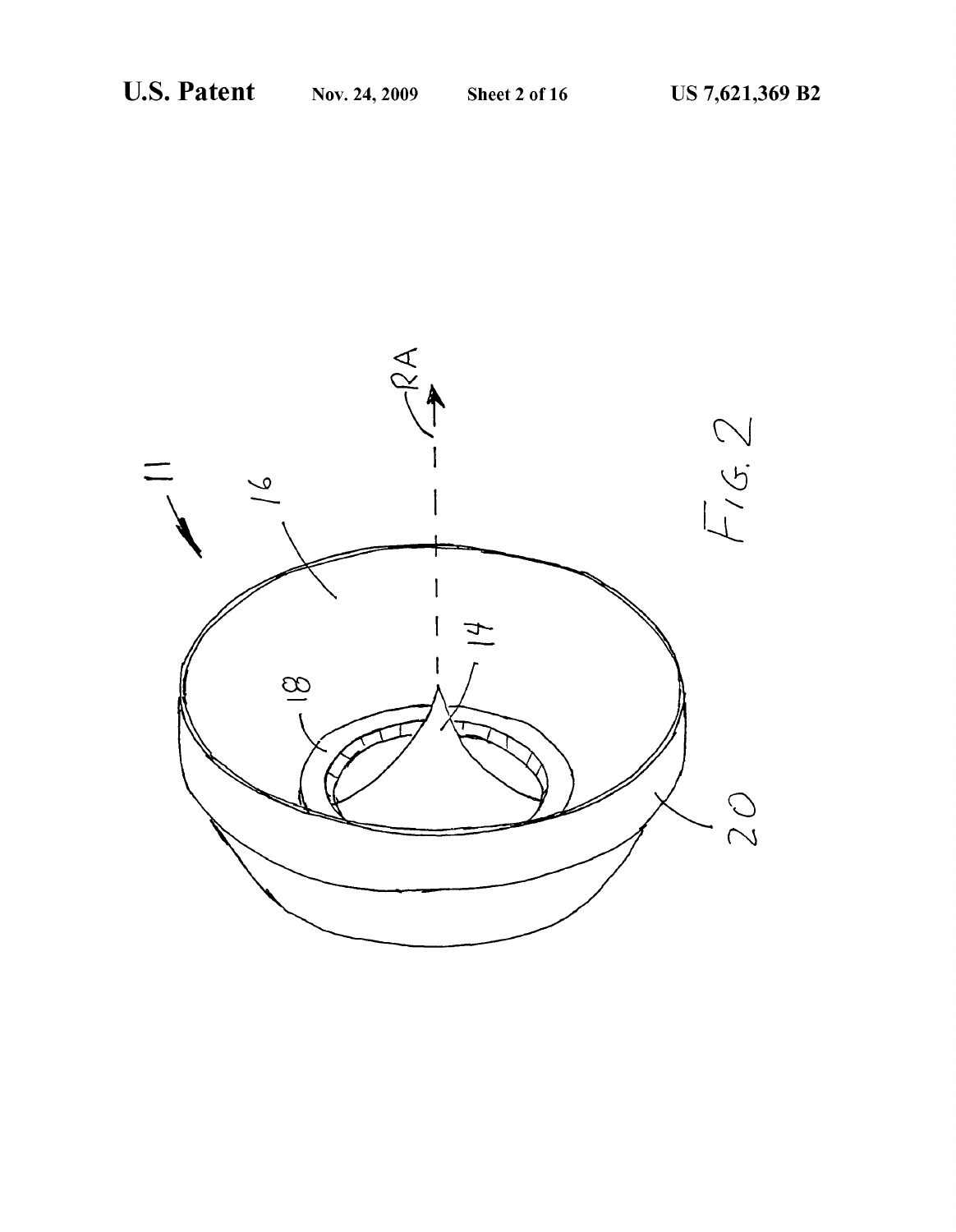FIG. 2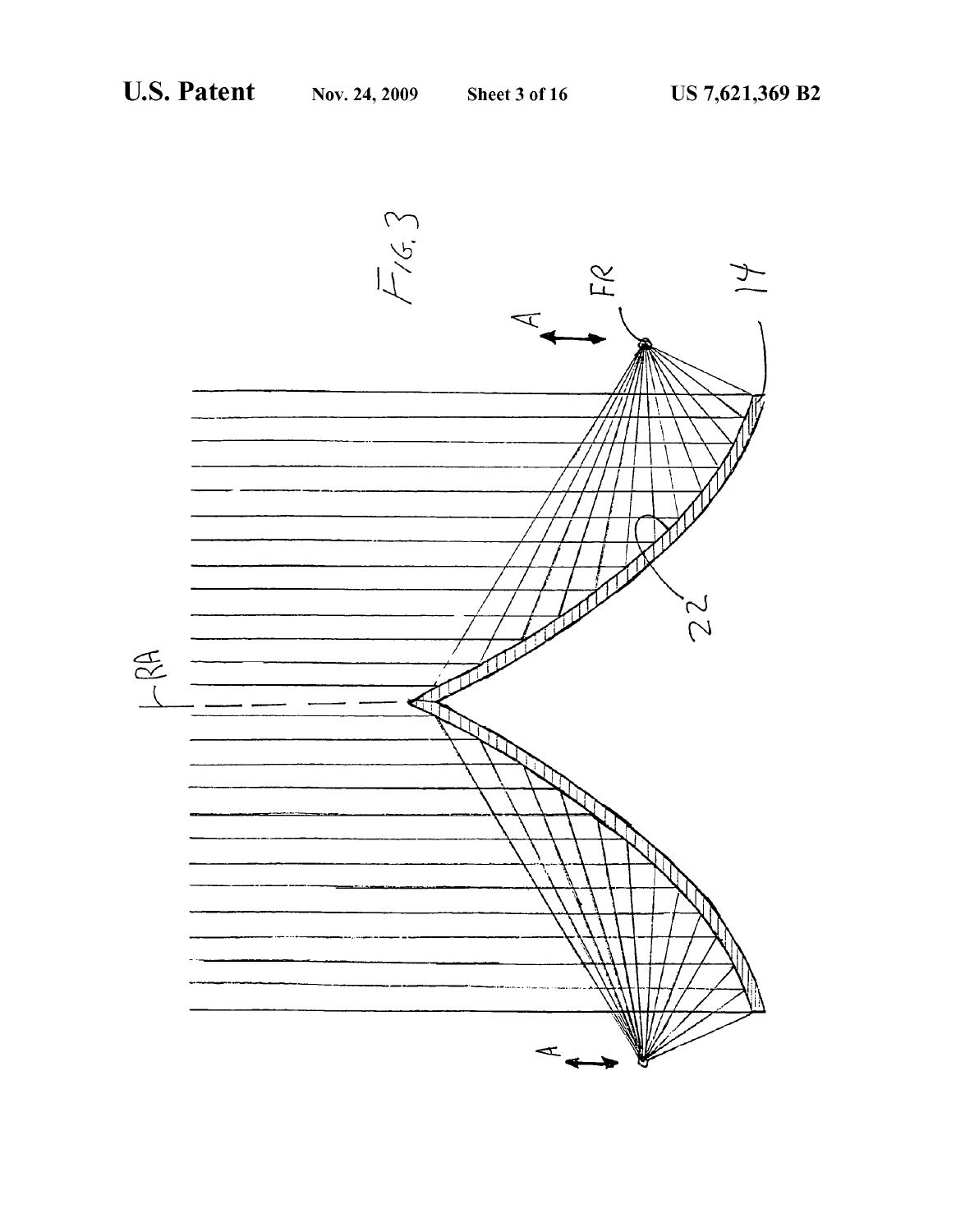FIG. 3

RA

FR

14

22

A

A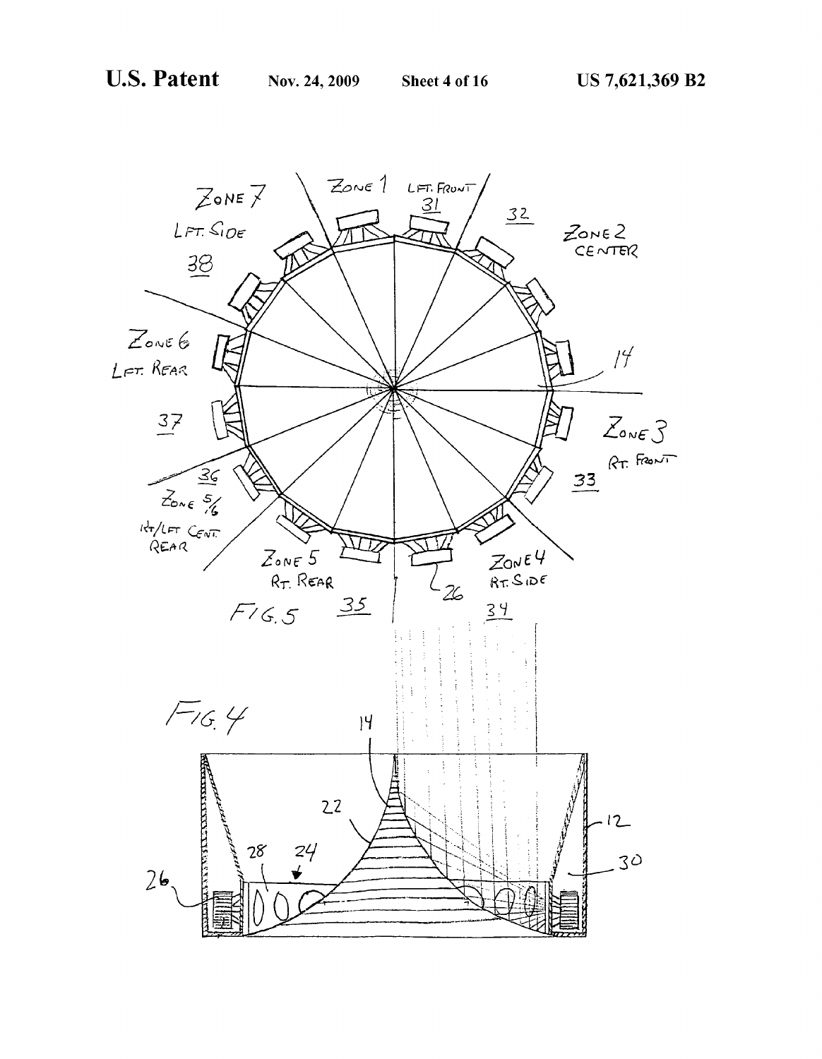ZONE 7
LFT. SIDE
38

ZONE 1 LFT. FRONT
31

32

ZONE 2
CENTER

14

ZONE 6
LFT. REAR

37

ZONE 3
RT. FRONT
33

36
ZONE 5/6
RT/LFT CENT. REAR

ZONE 5
RT. REAR
35

26

ZONE 4
RT. SIDE
34

FIG. 5

FIG. 4

14

22

28 24

26

12

30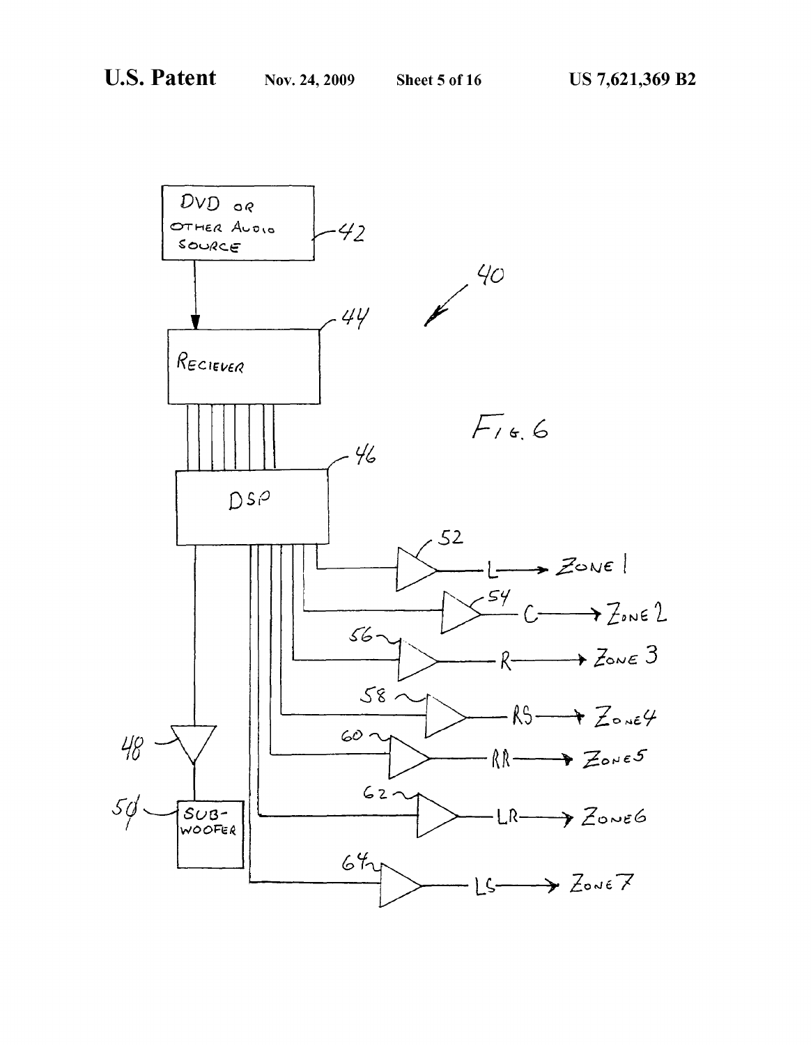DVD OR OTHER AUDIO SOURCE — 42

RECIEVER — 44

DSP — 46

40

FIG. 6

52 — L → ZONE 1

54 — C → ZONE 2

56 — R → ZONE 3

58 — RS → ZONE 4

60 — RR → ZONE 5

62 — LR → ZONE 6

64 — LS → ZONE 7

48

50 — SUB-WOOFER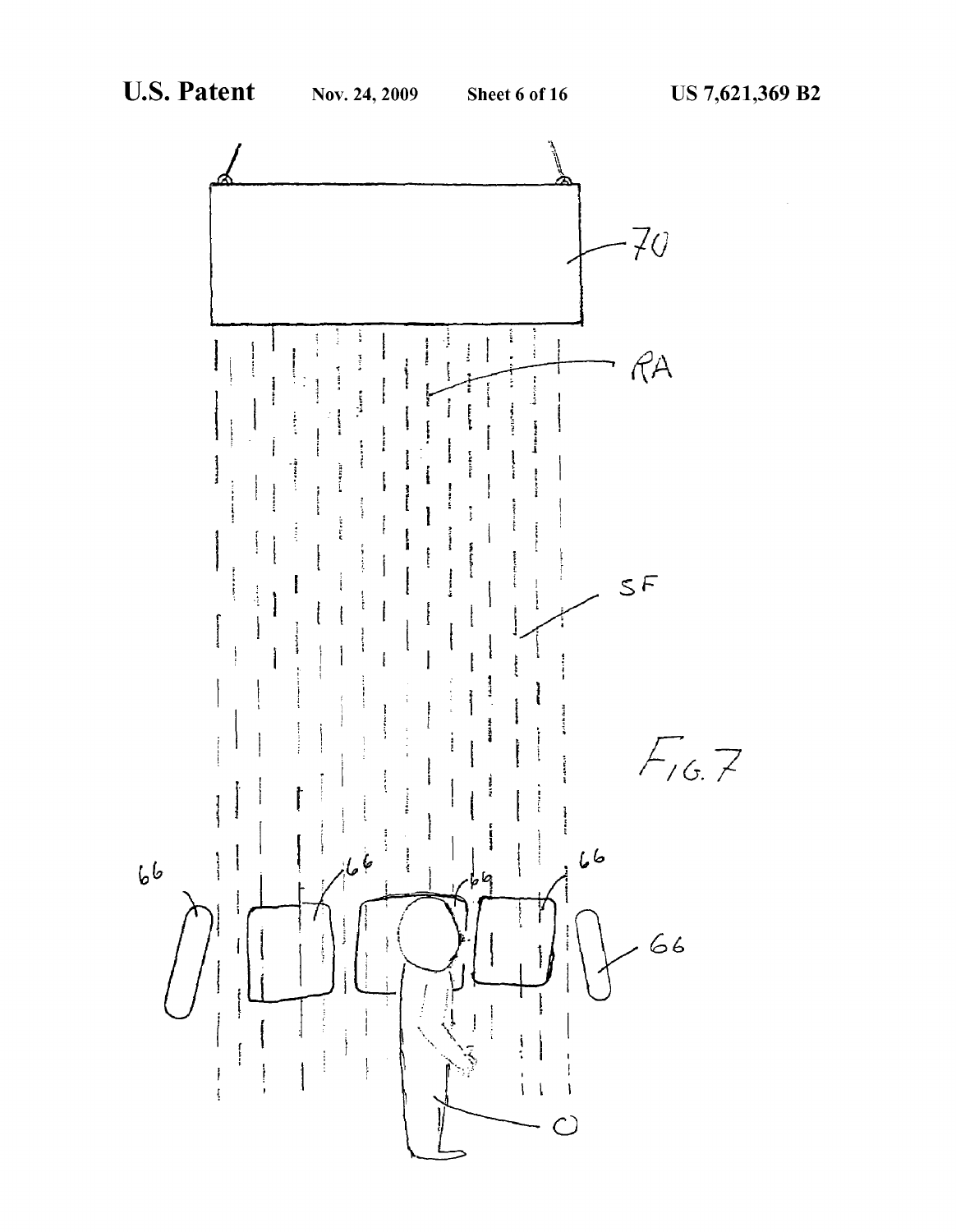70

RA

SF

FIG. 7

66 66 69 66 66

O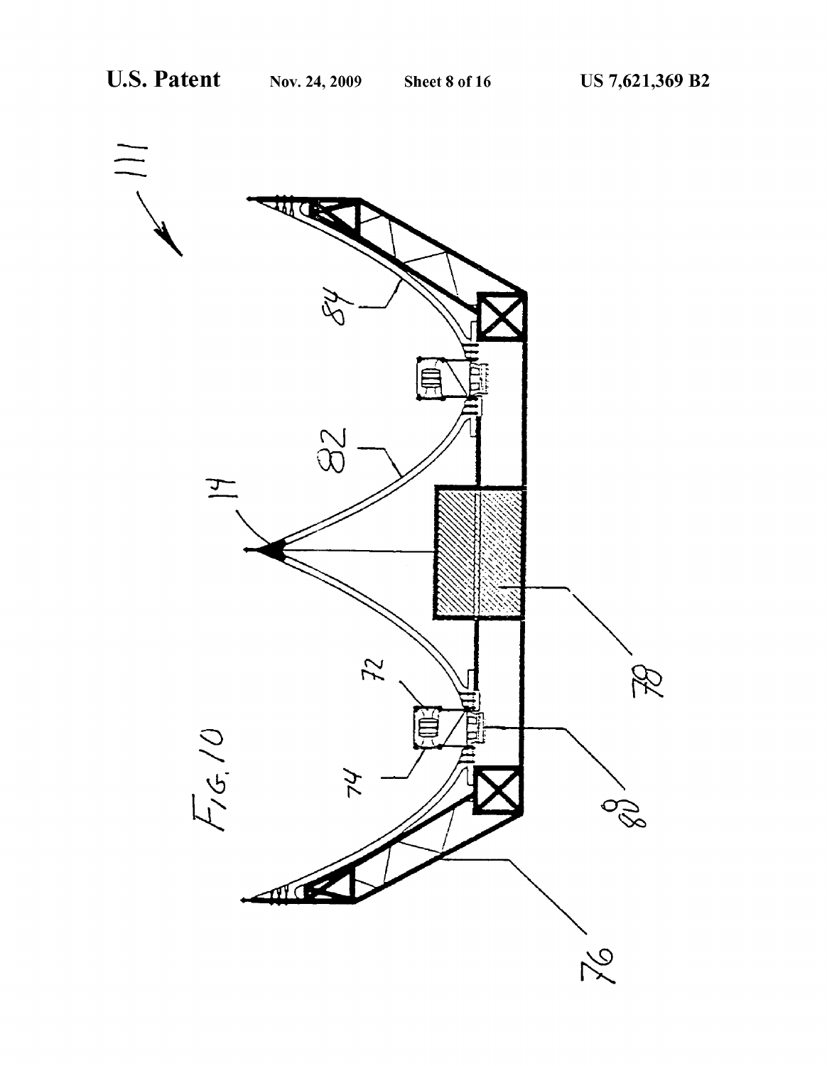FIG. 10

111

84

82

14

72

74

78

88

76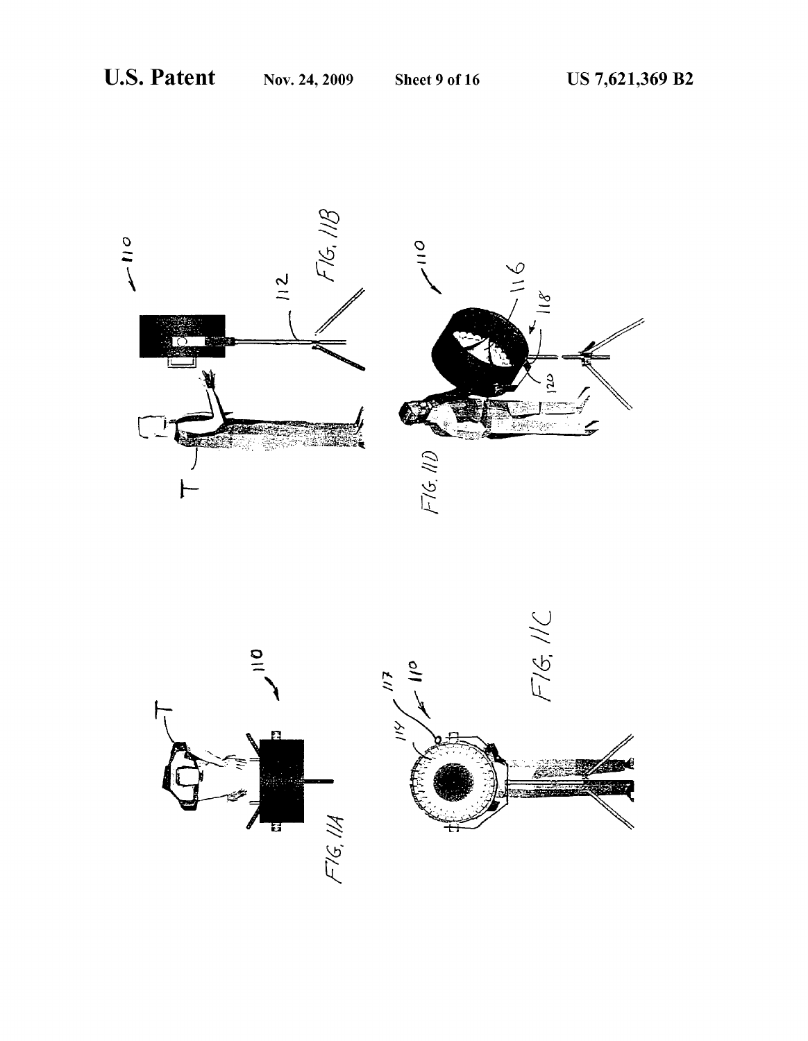FIG. 11A

FIG. 11B

FIG. 11C

FIG. 11D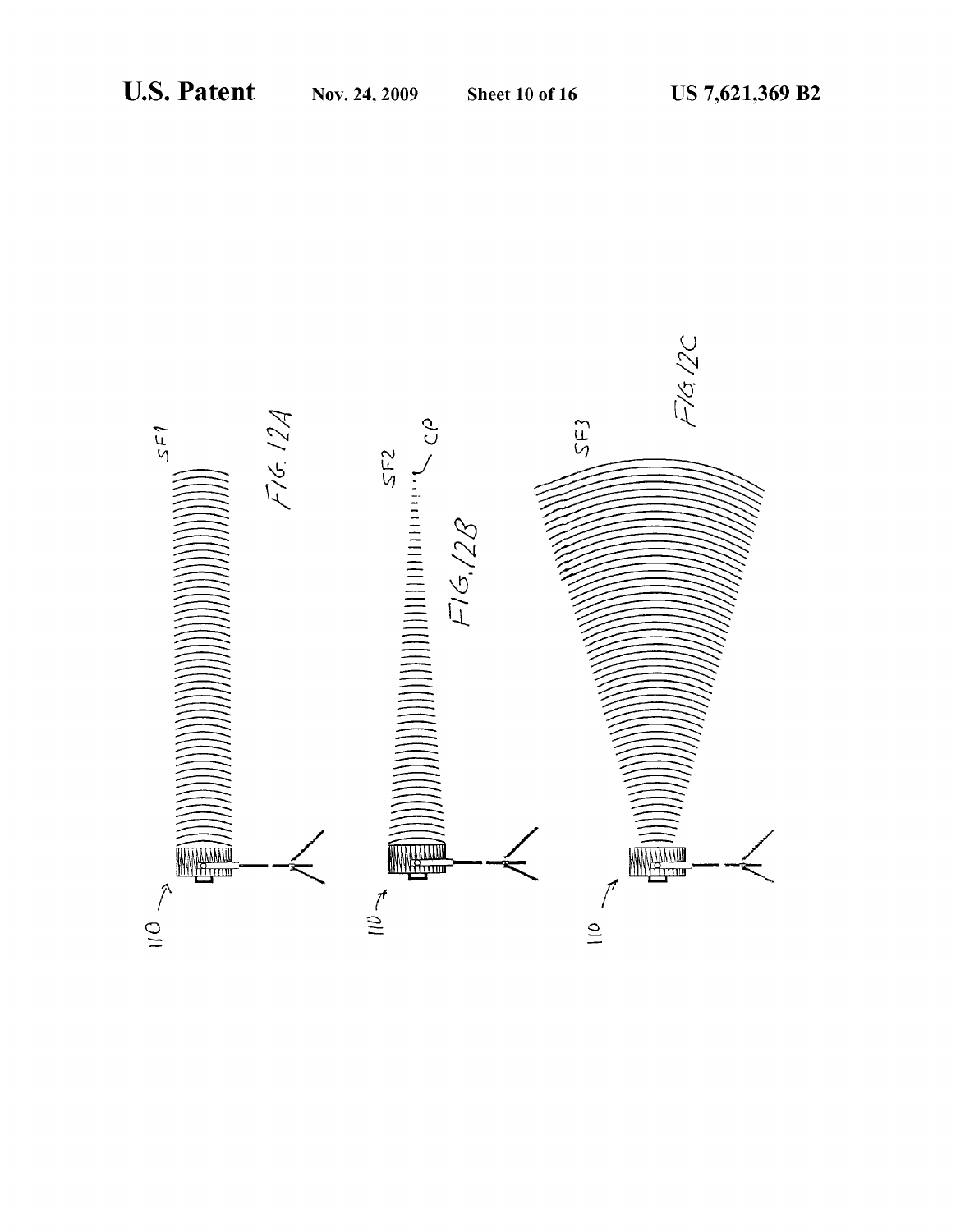FIG. 12A

FIG. 12B

FIG. 12C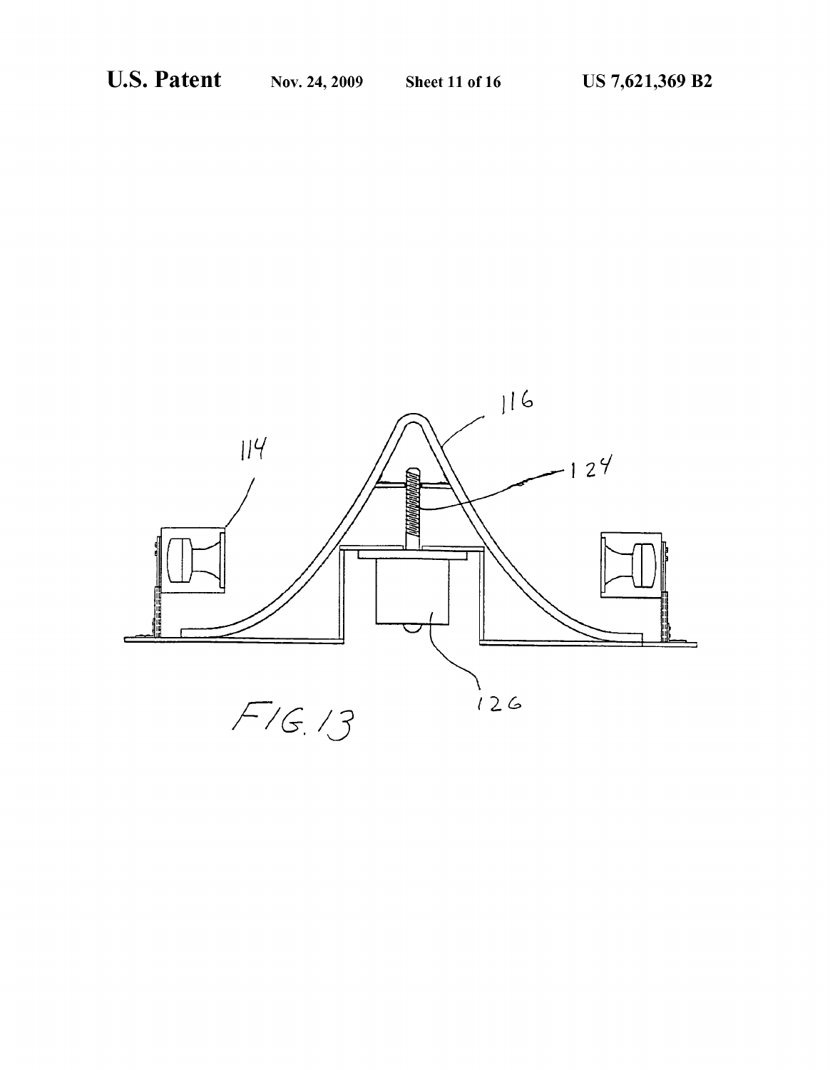FIG. 13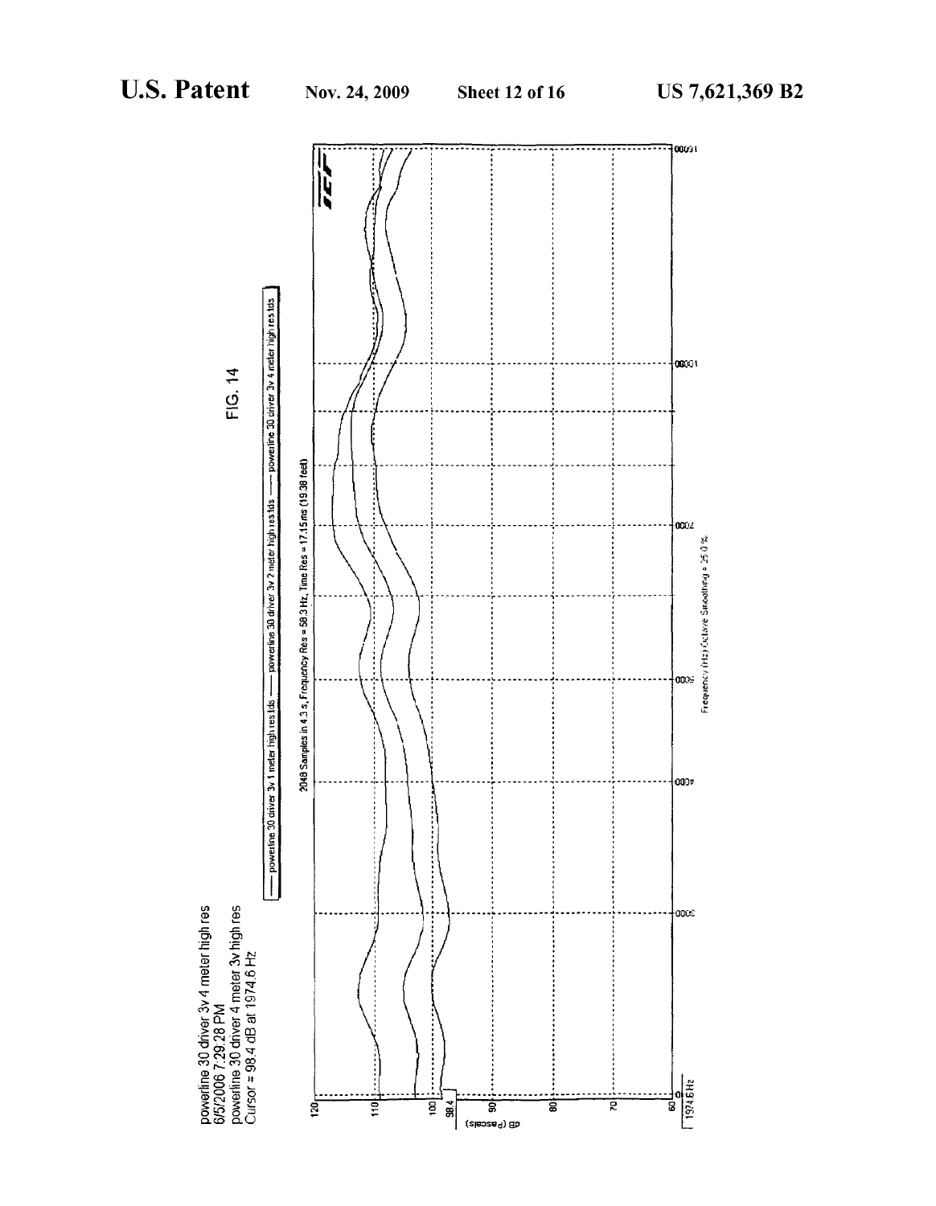FIG. 14

powerline 30 driver 3v 4 meter high res
6/5/2006 7:29:28 PM
powerline 30 driver 4 meter 3v high res
Cursor = 98.4 dB at 1974.6 Hz

— powerline 30 driver 3v 1 meter high res tds — powerline 30 driver 3v 2 meter high res tds — powerline 30 driver 3v 4 meter high res tds

2048 Samples in 4.3 s, Frequency Res = 58.3 Hz, Time Res = 17.15 ms (19.38 feet)

dB (Pascals)

120
110
100
98.4
90
80
70
60

0
1974.6 Hz
3000
4000
5000
7000
10000
16000

Frequency (Hz) Octave Smoothing = 25.0 %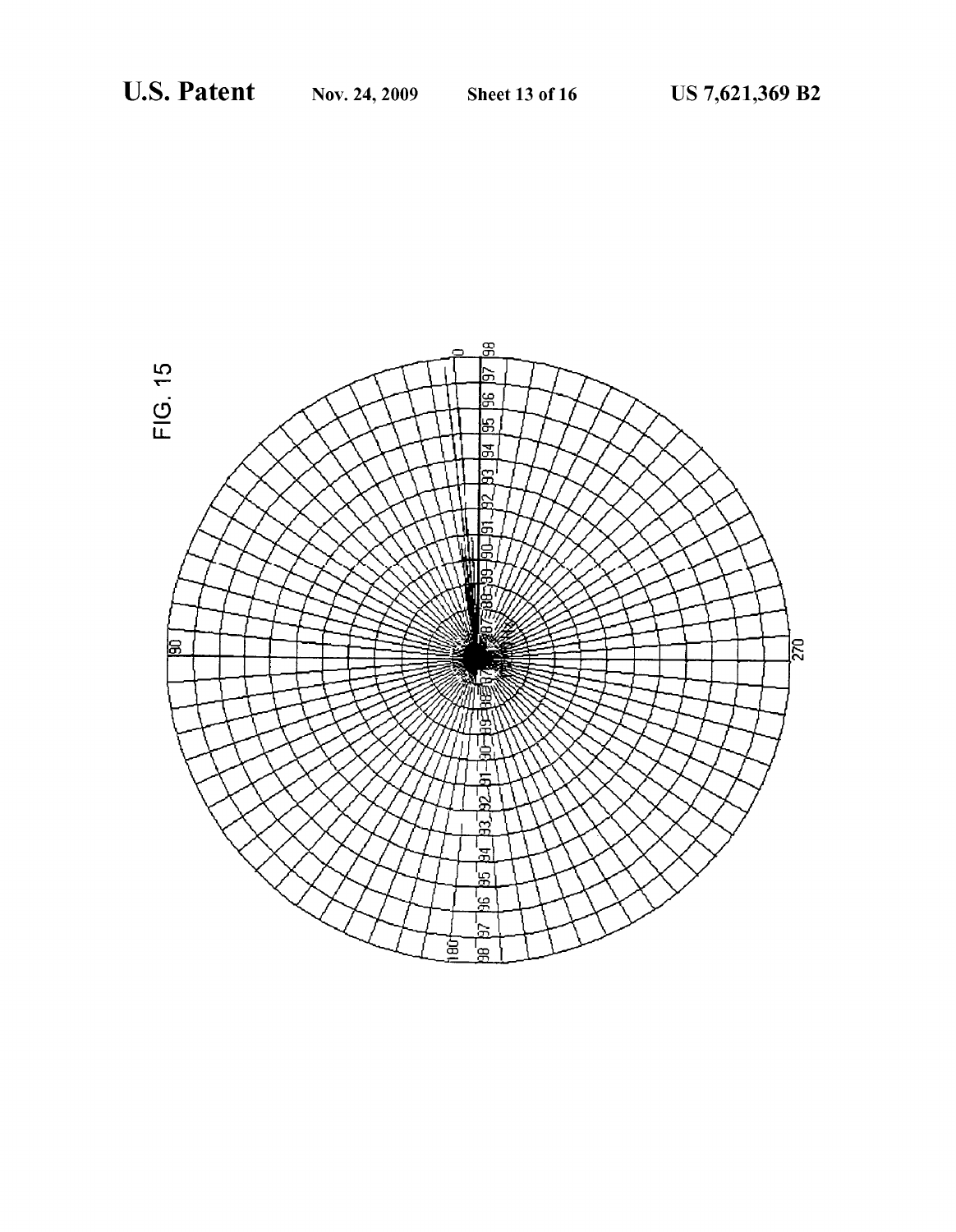FIG. 15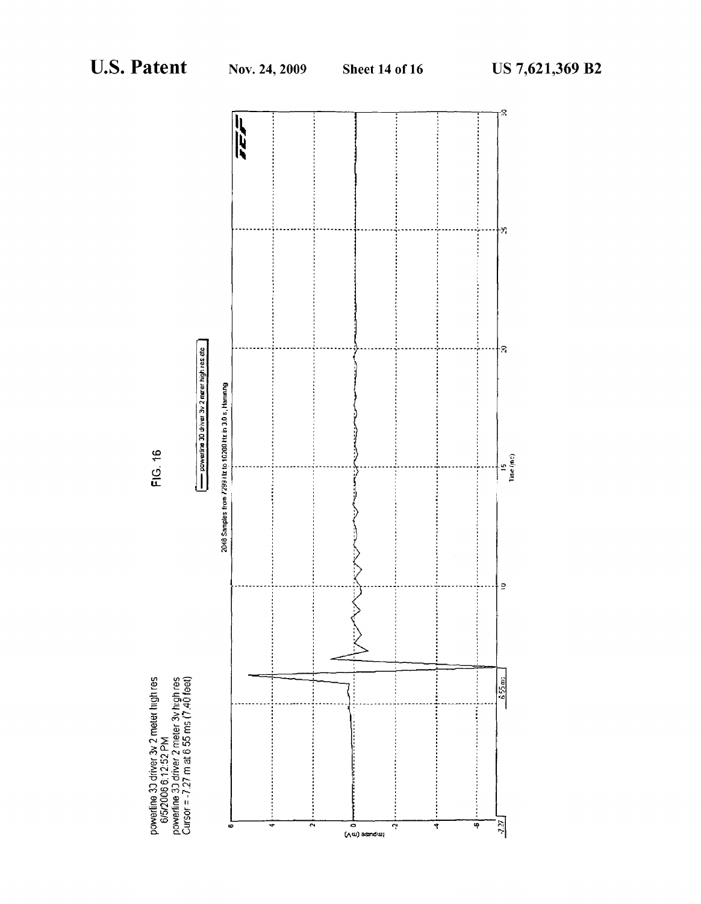FIG. 16

powerline 33 driver 3v 2 meter high res
6/5/2006 6:12:52 PM
powerline 33 driver 2 meter 3v high res
Cursor = -7.27 m at 6.55 ms (7.40 feet)

powerline 30 driver 3v 2 meter high res.etc

2048 Samples from 7299 Hz to 10200 Hz in 3.0 s, Hamming

Impulse (mV)

Time (ms)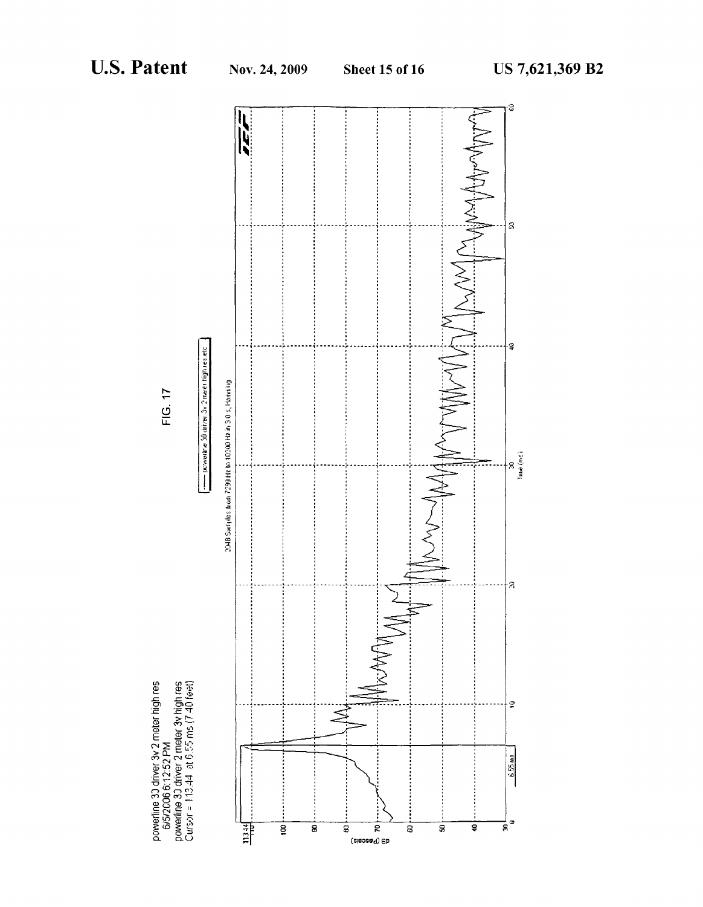FIG. 17

powerline 30 driver 3v 2 meter high res
6/5/2006 6:12:52 PM
powerline 30 driver 2 meter 3v high res
Cursor = 113.44 at 6.55 ms (7.40 feet)

— powerline 30 driver 3v 2 meter high res etc.

2048 Samples from 7299 Hz to 10200 Hz in 3.0 s, Hanning

dB (Pascals)

Time (ms)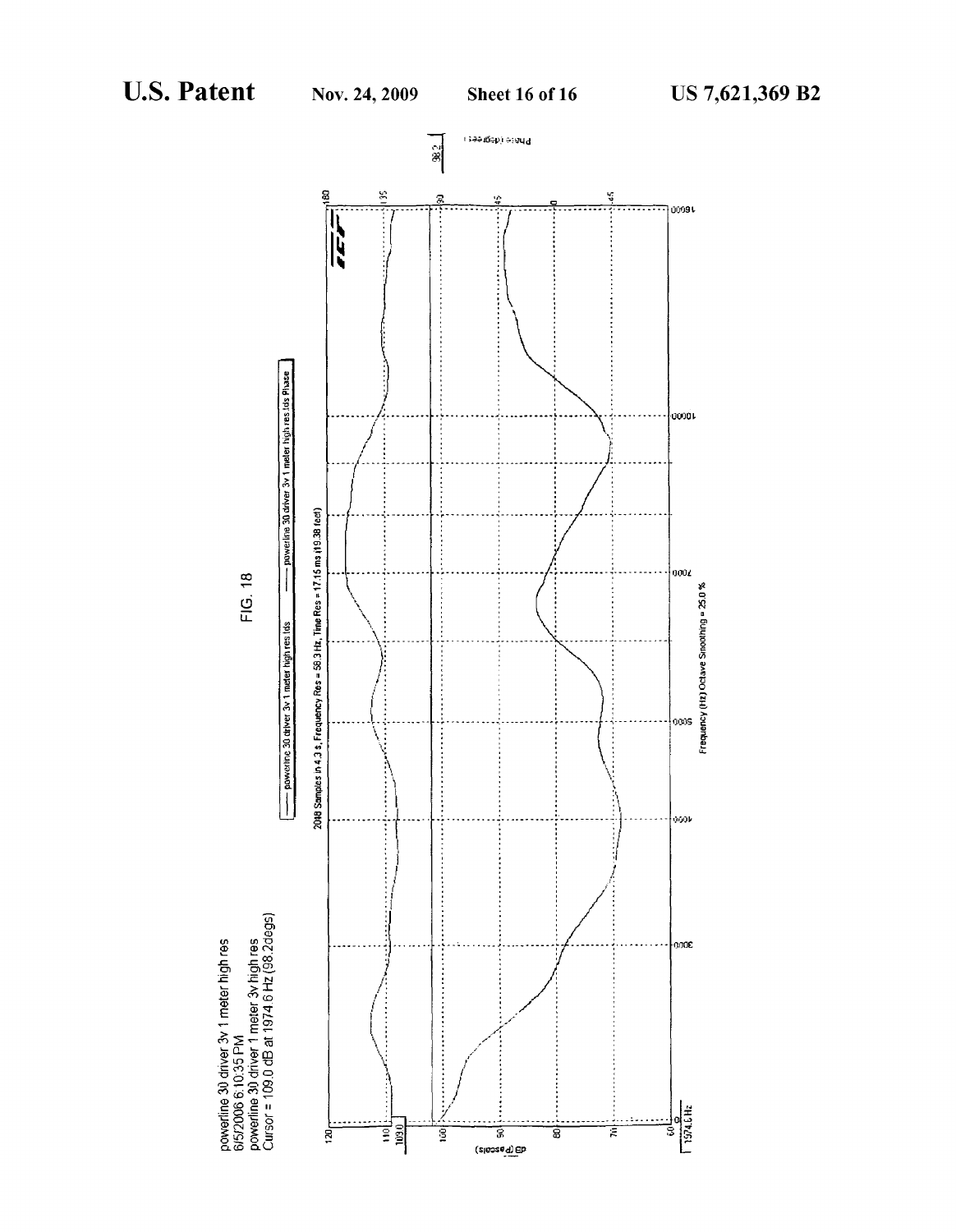FIG. 18

powerline 30 driver 3v 1 meter high res
6/5/2006 6:10:35 PM
powerline 30 driver 1 meter 3v high res
Cursor = 109.0 dB at 1974.6 Hz (98.2degs)

—— powerline 30 driver 3v 1 meter high res.tds —— powerline 30 driver 3v 1 meter high res.tds Phase

2048 Samples in 4.3 s, Frequency Res = 58.3 Hz, Time Res = 17.15 ms (19.38 feet)

dB (Pascals)

Phase (degrees)

Frequency (Hz) Octave Smoothing = 25.0 %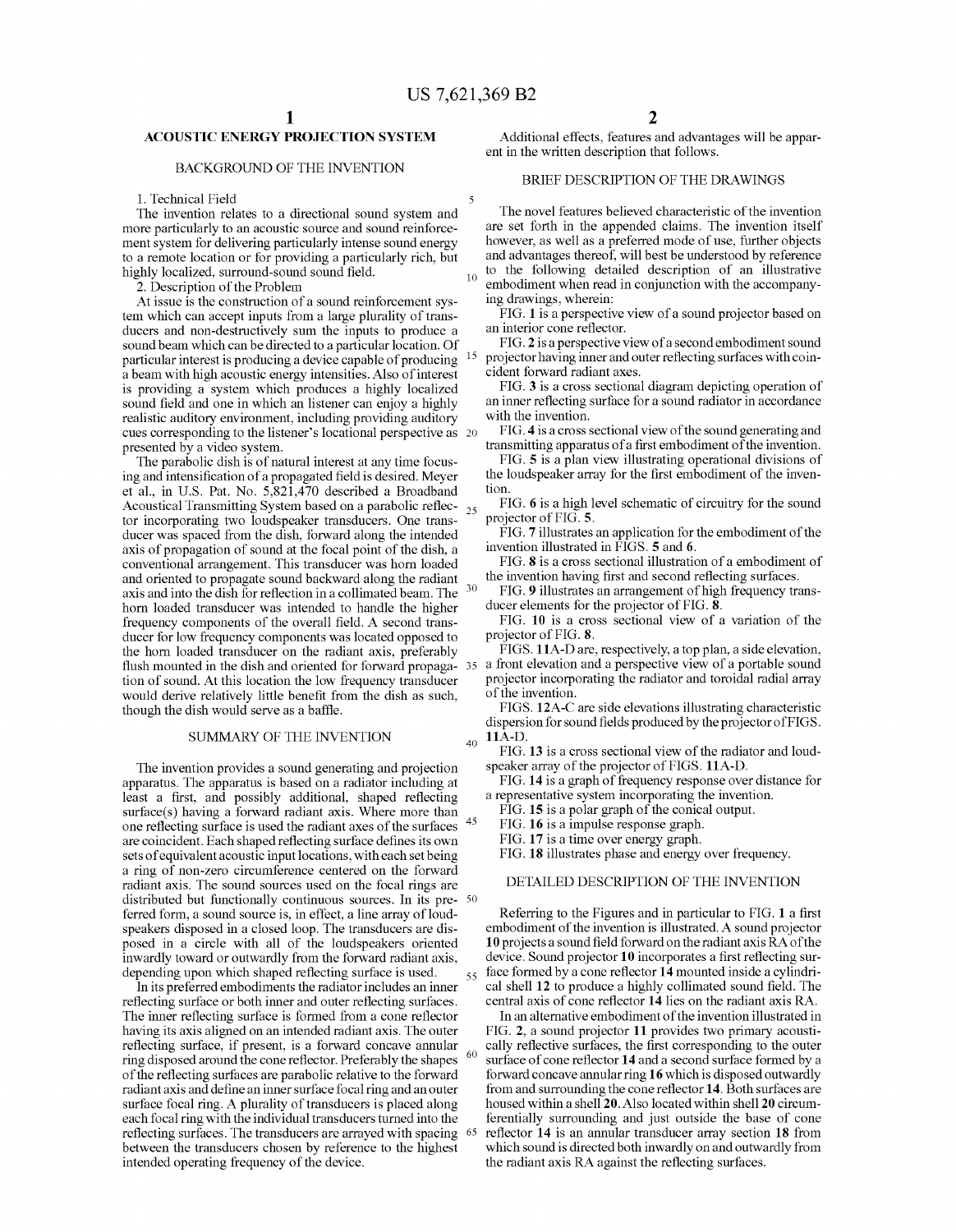# ACOUSTIC ENERGY PROJECTION SYSTEM

## BACKGROUND OF THE INVENTION

1. Technical Field

The invention relates to a directional sound system and more particularly to an acoustic source and sound reinforcement system for delivering particularly intense sound energy to a remote location or for providing a particularly rich, but highly localized, surround-sound sound field.

2. Description of the Problem

At issue is the construction of a sound reinforcement system which can accept inputs from a large plurality of transducers and non-destructively sum the inputs to produce a sound beam which can be directed to a particular location. Of particular interest is producing a device capable of producing a beam with high acoustic energy intensities. Also of interest is providing a system which produces a highly localized sound field and one in which an listener can enjoy a highly realistic auditory environment, including providing auditory cues corresponding to the listener's locational perspective as presented by a video system.

The parabolic dish is of natural interest at any time focusing and intensification of a propagated field is desired. Meyer et al., in U.S. Pat. No. 5,821,470 described a Broadband Acoustical Transmitting System based on a parabolic reflector incorporating two loudspeaker transducers. One transducer was spaced from the dish, forward along the intended axis of propagation of sound at the focal point of the dish, a conventional arrangement. This transducer was horn loaded and oriented to propagate sound backward along the radiant axis and into the dish for reflection in a collimated beam. The horn loaded transducer was intended to handle the higher frequency components of the overall field. A second transducer for low frequency components was located opposed to the horn loaded transducer on the radiant axis, preferably flush mounted in the dish and oriented for forward propagation of sound. At this location the low frequency transducer would derive relatively little benefit from the dish as such, though the dish would serve as a baffle.

## SUMMARY OF THE INVENTION

The invention provides a sound generating and projection apparatus. The apparatus is based on a radiator including at least a first, and possibly additional, shaped reflecting surface(s) having a forward radiant axis. Where more than one reflecting surface is used the radiant axes of the surfaces are coincident. Each shaped reflecting surface defines its own sets of equivalent acoustic input locations, with each set being a ring of non-zero circumference centered on the forward radiant axis. The sound sources used on the focal rings are distributed but functionally continuous sources. In its preferred form, a sound source is, in effect, a line array of loudspeakers disposed in a closed loop. The transducers are disposed in a circle with all of the loudspeakers oriented inwardly toward or outwardly from the forward radiant axis, depending upon which shaped reflecting surface is used.

In its preferred embodiments the radiator includes an inner reflecting surface or both inner and outer reflecting surfaces. The inner reflecting surface is formed from a cone reflector having its axis aligned on an intended radiant axis. The outer reflecting surface, if present, is a forward concave annular ring disposed around the cone reflector. Preferably the shapes of the reflecting surfaces are parabolic relative to the forward radiant axis and define an inner surface focal ring and an outer surface focal ring. A plurality of transducers is placed along each focal ring with the individual transducers turned into the reflecting surfaces. The transducers are arrayed with spacing between the transducers chosen by reference to the highest intended operating frequency of the device.

Additional effects, features and advantages will be apparent in the written description that follows.

## BRIEF DESCRIPTION OF THE DRAWINGS

The novel features believed characteristic of the invention are set forth in the appended claims. The invention itself however, as well as a preferred mode of use, further objects and advantages thereof, will best be understood by reference to the following detailed description of an illustrative embodiment when read in conjunction with the accompanying drawings, wherein:

FIG. **1** is a perspective view of a sound projector based on an interior cone reflector.

FIG. **2** is a perspective view of a second embodiment sound projector having inner and outer reflecting surfaces with coincident forward radiant axes.

FIG. **3** is a cross sectional diagram depicting operation of an inner reflecting surface for a sound radiator in accordance with the invention.

FIG. **4** is a cross sectional view of the sound generating and transmitting apparatus of a first embodiment of the invention.

FIG. **5** is a plan view illustrating operational divisions of the loudspeaker array for the first embodiment of the invention.

FIG. **6** is a high level schematic of circuitry for the sound projector of FIG. **5**.

FIG. **7** illustrates an application for the embodiment of the invention illustrated in FIGS. **5** and **6**.

FIG. **8** is a cross sectional illustration of a embodiment of the invention having first and second reflecting surfaces.

FIG. **9** illustrates an arrangement of high frequency transducer elements for the projector of FIG. **8**.

FIG. **10** is a cross sectional view of a variation of the projector of FIG. **8**.

FIGS. **11**A-D are, respectively, a top plan, a side elevation, a front elevation and a perspective view of a portable sound projector incorporating the radiator and toroidal radial array of the invention.

FIGS. **12**A-C are side elevations illustrating characteristic dispersion for sound fields produced by the projector of FIGS. **11**A-D.

FIG. **13** is a cross sectional view of the radiator and loudspeaker array of the projector of FIGS. **11**A-D.

FIG. **14** is a graph of frequency response over distance for a representative system incorporating the invention.

FIG. **15** is a polar graph of the conical output.

FIG. **16** is a impulse response graph.

FIG. **17** is a time over energy graph.

FIG. **18** illustrates phase and energy over frequency.

## DETAILED DESCRIPTION OF THE INVENTION

Referring to the Figures and in particular to FIG. **1** a first embodiment of the invention is illustrated. A sound projector **10** projects a sound field forward on the radiant axis RA of the device. Sound projector **10** incorporates a first reflecting surface formed by a cone reflector **14** mounted inside a cylindrical shell **12** to produce a highly collimated sound field. The central axis of cone reflector **14** lies on the radiant axis RA.

In an alternative embodiment of the invention illustrated in FIG. **2**, a sound projector **11** provides two primary acoustically reflective surfaces, the first corresponding to the outer surface of cone reflector **14** and a second surface formed by a forward concave annular ring **16** which is disposed outwardly from and surrounding the cone reflector **14**. Both surfaces are housed within a shell **20**. Also located within shell **20** circumferentially surrounding and just outside the base of cone reflector **14** is an annular transducer array section **18** from which sound is directed both inwardly on and outwardly from the radiant axis RA against the reflecting surfaces.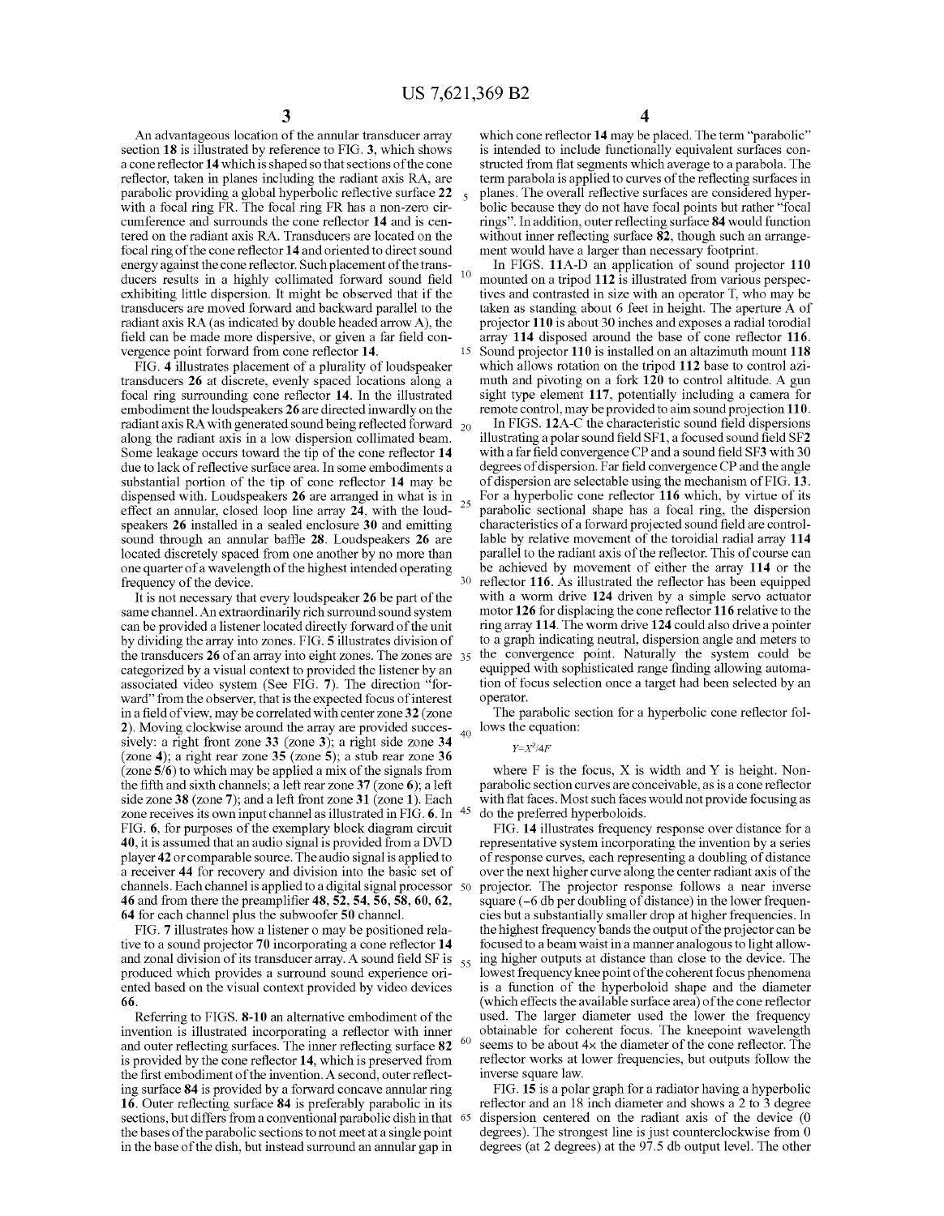An advantageous location of the annular transducer array section **18** is illustrated by reference to FIG. **3**, which shows a cone reflector **14** which is shaped so that sections of the cone reflector, taken in planes including the radiant axis RA, are parabolic providing a global hyperbolic reflective surface **22** with a focal ring FR. The focal ring FR has a non-zero circumference and surrounds the cone reflector **14** and is centered on the radiant axis RA. Transducers are located on the focal ring of the cone reflector **14** and oriented to direct sound energy against the cone reflector. Such placement of the transducers results in a highly collimated forward sound field exhibiting little dispersion. It might be observed that if the transducers are moved forward and backward parallel to the radiant axis RA (as indicated by double headed arrow A), the field can be made more dispersive, or given a far field convergence point forward from cone reflector **14**.

FIG. **4** illustrates placement of a plurality of loudspeaker transducers **26** at discrete, evenly spaced locations along a focal ring surrounding cone reflector **14**. In the illustrated embodiment the loudspeakers **26** are directed inwardly on the radiant axis RA with generated sound being reflected forward along the radiant axis in a low dispersion collimated beam. Some leakage occurs toward the tip of the cone reflector **14** due to lack of reflective surface area. In some embodiments a substantial portion of the tip of cone reflector **14** may be dispensed with. Loudspeakers **26** are arranged in what is in effect an annular, closed loop line array **24**, with the loudspeakers **26** installed in a sealed enclosure **30** and emitting sound through an annular baffle **28**. Loudspeakers **26** are located discretely spaced from one another by no more than one quarter of a wavelength of the highest intended operating frequency of the device.

It is not necessary that every loudspeaker **26** be part of the same channel. An extraordinarily rich surround sound system can be provided a listener located directly forward of the unit by dividing the array into zones. FIG. **5** illustrates division of the transducers **26** of an array into eight zones. The zones are categorized by a visual context to provided the listener by an associated video system (See FIG. **7**). The direction "forward" from the observer, that is the expected focus of interest in a field of view, may be correlated with center zone **32** (zone **2**). Moving clockwise around the array are provided successively: a right front zone **33** (zone **3**); a right side zone **34** (zone **4**); a right rear zone **35** (zone **5**); a stub rear zone **36** (zone **5/6**) to which may be applied a mix of the signals from the fifth and sixth channels; a left rear zone **37** (zone **6**); a left side zone **38** (zone **7**); and a left front zone **31** (zone **1**). Each zone receives its own input channel as illustrated in FIG. **6**. In FIG. **6**, for purposes of the exemplary block diagram circuit **40**, it is assumed that an audio signal is provided from a DVD player **42** or comparable source. The audio signal is applied to a receiver **44** for recovery and division into the basic set of channels. Each channel is applied to a digital signal processor **46** and from there the preamplifier **48**, **52**, **54**, **56**, **58**, **60**, **62**, **64** for each channel plus the subwoofer **50** channel.

FIG. **7** illustrates how a listener o may be positioned relative to a sound projector **70** incorporating a cone reflector **14** and zonal division of its transducer array. A sound field SF is produced which provides a surround sound experience oriented based on the visual context provided by video devices **66**.

Referring to FIGS. **8-10** an alternative embodiment of the invention is illustrated incorporating a reflector with inner and outer reflecting surfaces. The inner reflecting surface **82** is provided by the cone reflector **14**, which is preserved from the first embodiment of the invention. A second, outer reflecting surface **84** is provided by a forward concave annular ring **16**. Outer reflecting surface **84** is preferably parabolic in its sections, but differs from a conventional parabolic dish in that the bases of the parabolic sections to not meet at a single point in the base of the dish, but instead surround an annular gap in which cone reflector **14** may be placed. The term "parabolic" is intended to include functionally equivalent surfaces constructed from flat segments which average to a parabola. The term parabola is applied to curves of the reflecting surfaces in planes. The overall reflective surfaces are considered hyperbolic because they do not have focal points but rather "focal rings". In addition, outer reflecting surface **84** would function without inner reflecting surface **82**, though such an arrangement would have a larger than necessary footprint.

In FIGS. **11**A-D an application of sound projector **110** mounted on a tripod **112** is illustrated from various perspectives and contrasted in size with an operator T, who may be taken as standing about 6 feet in height. The aperture A of projector **110** is about 30 inches and exposes a radial torodial array **114** disposed around the base of cone reflector **116**. Sound projector **110** is installed on an altazimuth mount **118** which allows rotation on the tripod **112** base to control azimuth and pivoting on a fork **120** to control altitude. A gun sight type element **117**, potentially including a camera for remote control, may be provided to aim sound projection **110**.

In FIGS. **12**A-C the characteristic sound field dispersions illustrating a polar sound field SF**1**, a focused sound field SF**2** with a far field convergence CP and a sound field SF**3** with 30 degrees of dispersion. Far field convergence CP and the angle of dispersion are selectable using the mechanism of FIG. **13**. For a hyperbolic cone reflector **116** which, by virtue of its parabolic sectional shape has a focal ring, the dispersion characteristics of a forward projected sound field are controllable by relative movement of the toroidial radial array **114** parallel to the radiant axis of the reflector. This of course can be achieved by movement of either the array **114** or the reflector **116**. As illustrated the reflector has been equipped with a worm drive **124** driven by a simple servo actuator motor **126** for displacing the cone reflector **116** relative to the ring array **114**. The worm drive **124** could also drive a pointer to a graph indicating neutral, dispersion angle and meters to the convergence point. Naturally the system could be equipped with sophisticated range finding allowing automation of focus selection once a target had been selected by an operator.

The parabolic section for a hyperbolic cone reflector follows the equation:

$$Y=X^2/4F$$

where F is the focus, X is width and Y is height. Non-parabolic section curves are conceivable, as is a cone reflector with flat faces. Most such faces would not provide focusing as do the preferred hyperboloids.

FIG. **14** illustrates frequency response over distance for a representative system incorporating the invention by a series of response curves, each representing a doubling of distance over the next higher curve along the center radiant axis of the projector. The projector response follows a near inverse square (−6 db per doubling of distance) in the lower frequencies but a substantially smaller drop at higher frequencies. In the highest frequency bands the output of the projector can be focused to a beam waist in a manner analogous to light allowing higher outputs at distance than close to the device. The lowest frequency knee point of the coherent focus phenomena is a function of the hyperboloid shape and the diameter (which effects the available surface area) of the cone reflector used. The larger diameter used the lower the frequency obtainable for coherent focus. The kneepoint wavelength seems to be about 4× the diameter of the cone reflector. The reflector works at lower frequencies, but outputs follow the inverse square law.

FIG. **15** is a polar graph for a radiator having a hyperbolic reflector and an 18 inch diameter and shows a 2 to 3 degree dispersion centered on the radiant axis of the device (0 degrees). The strongest line is just counterclockwise from 0 degrees (at 2 degrees) at the 97.5 db output level. The other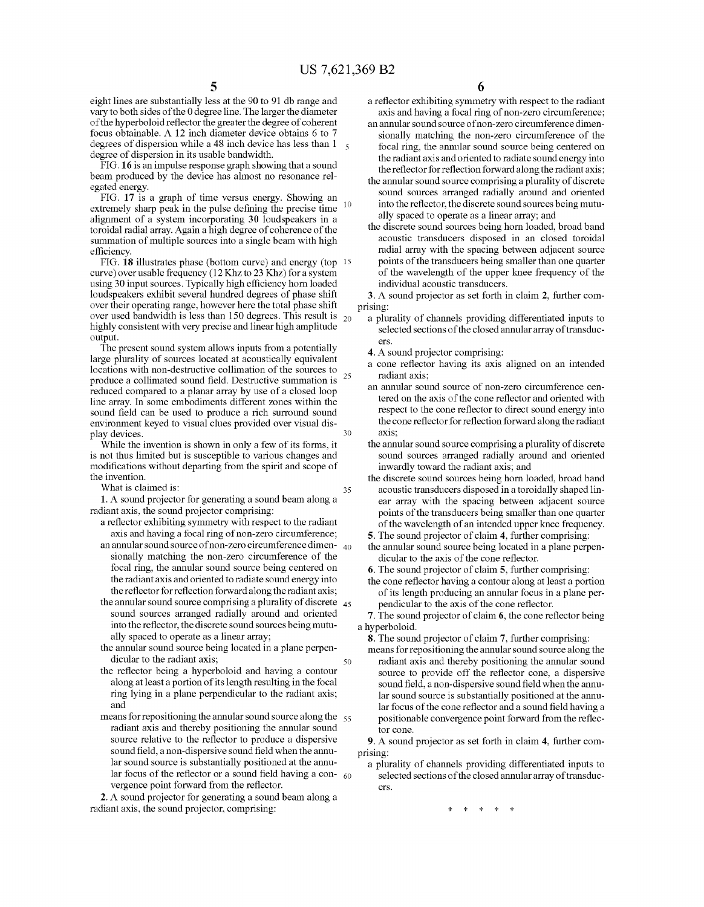eight lines are substantially less at the 90 to 91 db range and vary to both sides of the 0 degree line. The larger the diameter of the hyperboloid reflector the greater the degree of coherent focus obtainable. A 12 inch diameter device obtains 6 to 7 degrees of dispersion while a 48 inch device has less than 1 degree of dispersion in its usable bandwidth.

FIG. **16** is an impulse response graph showing that a sound beam produced by the device has almost no resonance relegated energy.

FIG. **17** is a graph of time versus energy. Showing an extremely sharp peak in the pulse defining the precise time alignment of a system incorporating **30** loudspeakers in a toroidal radial array. Again a high degree of coherence of the summation of multiple sources into a single beam with high efficiency.

FIG. **18** illustrates phase (bottom curve) and energy (top curve) over usable frequency (12 Khz to 23 Khz) for a system using 30 input sources. Typically high efficiency horn loaded loudspeakers exhibit several hundred degrees of phase shift over their operating range, however here the total phase shift over used bandwidth is less than 150 degrees. This result is highly consistent with very precise and linear high amplitude output.

The present sound system allows inputs from a potentially large plurality of sources located at acoustically equivalent locations with non-destructive collimation of the sources to produce a collimated sound field. Destructive summation is reduced compared to a planar array by use of a closed loop line array. In some embodiments different zones within the sound field can be used to produce a rich surround sound environment keyed to visual clues provided over visual display devices.

While the invention is shown in only a few of its forms, it is not thus limited but is susceptible to various changes and modifications without departing from the spirit and scope of the invention.

What is claimed is:

**1**. A sound projector for generating a sound beam along a radiant axis, the sound projector comprising:

- a reflector exhibiting symmetry with respect to the radiant axis and having a focal ring of non-zero circumference;
- an annular sound source of non-zero circumference dimensionally matching the non-zero circumference of the focal ring, the annular sound source being centered on the radiant axis and oriented to radiate sound energy into the reflector for reflection forward along the radiant axis;
- the annular sound source comprising a plurality of discrete sound sources arranged radially around and oriented into the reflector, the discrete sound sources being mutually spaced to operate as a linear array;
- the annular sound source being located in a plane perpendicular to the radiant axis;
- the reflector being a hyperboloid and having a contour along at least a portion of its length resulting in the focal ring lying in a plane perpendicular to the radiant axis; and
- means for repositioning the annular sound source along the radiant axis and thereby positioning the annular sound source relative to the reflector to produce a dispersive sound field, a non-dispersive sound field when the annular sound source is substantially positioned at the annular focus of the reflector or a sound field having a convergence point forward from the reflector.

**2**. A sound projector for generating a sound beam along a radiant axis, the sound projector, comprising:

- a reflector exhibiting symmetry with respect to the radiant axis and having a focal ring of non-zero circumference;
- an annular sound source of non-zero circumference dimensionally matching the non-zero circumference of the focal ring, the annular sound source being centered on the radiant axis and oriented to radiate sound energy into the reflector for reflection forward along the radiant axis;
- the annular sound source comprising a plurality of discrete sound sources arranged radially around and oriented into the reflector, the discrete sound sources being mutually spaced to operate as a linear array; and
- the discrete sound sources being horn loaded, broad band acoustic transducers disposed in an closed toroidal radial array with the spacing between adjacent source points of the transducers being smaller than one quarter of the wavelength of the upper knee frequency of the individual acoustic transducers.

**3**. A sound projector as set forth in claim **2**, further comprising:

- a plurality of channels providing differentiated inputs to selected sections of the closed annular array of transducers.

**4**. A sound projector comprising:

- a cone reflector having its axis aligned on an intended radiant axis;
- an annular sound source of non-zero circumference centered on the axis of the cone reflector and oriented with respect to the cone reflector to direct sound energy into the cone reflector for reflection forward along the radiant axis;
- the annular sound source comprising a plurality of discrete sound sources arranged radially around and oriented inwardly toward the radiant axis; and
- the discrete sound sources being horn loaded, broad band acoustic transducers disposed in a toroidally shaped linear array with the spacing between adjacent source points of the transducers being smaller than one quarter of the wavelength of an intended upper knee frequency.

**5**. The sound projector of claim **4**, further comprising:

- the annular sound source being located in a plane perpendicular to the axis of the cone reflector.

**6**. The sound projector of claim **5**, further comprising:

- the cone reflector having a contour along at least a portion of its length producing an annular focus in a plane perpendicular to the axis of the cone reflector.

**7**. The sound projector of claim **6**, the cone reflector being a hyperboloid.

**8**. The sound projector of claim **7**, further comprising:

- means for repositioning the annular sound source along the radiant axis and thereby positioning the annular sound source to provide off the reflector cone, a dispersive sound field, a non-dispersive sound field when the annular sound source is substantially positioned at the annular focus of the cone reflector and a sound field having a positionable convergence point forward from the reflector cone.

**9**. A sound projector as set forth in claim **4**, further comprising:

- a plurality of channels providing differentiated inputs to selected sections of the closed annular array of transducers.

* * * * *